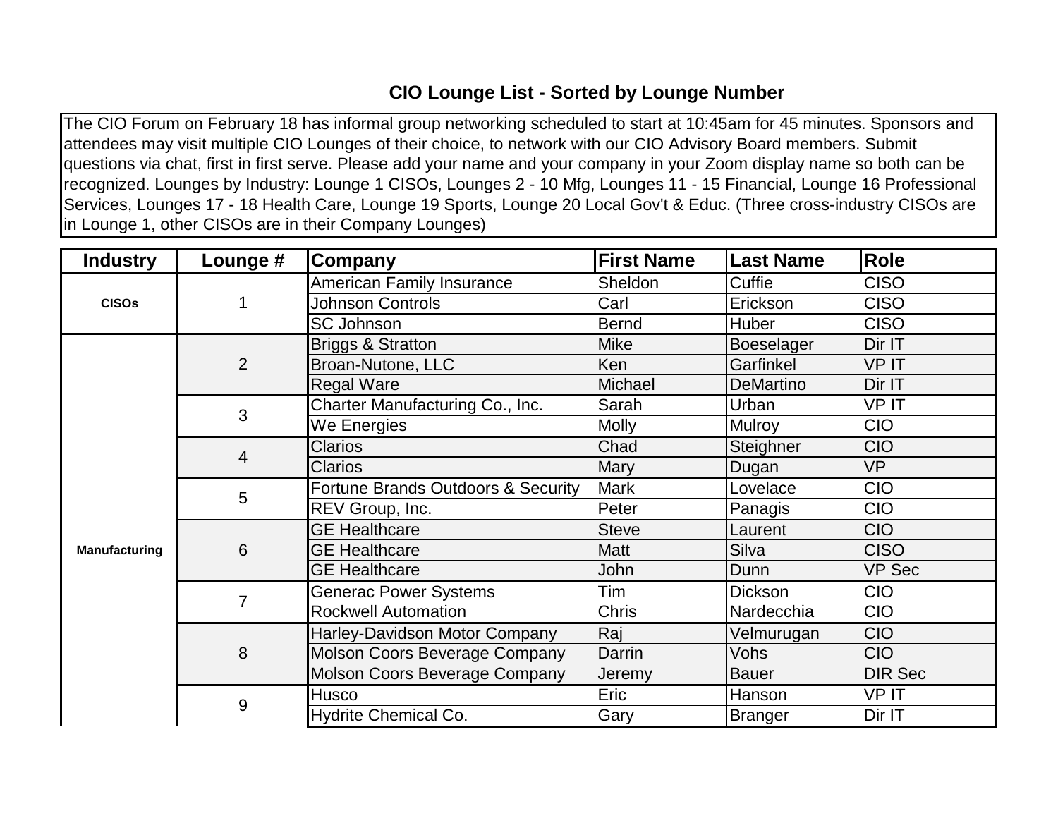# CIO Lounge List - Sorted by Lounge Number

The CIO Forum on February 18 has informal group networking scheduled to start at 10:45am for 45 minutes. Sponsors and attendees may visit multiple CIO Lounges of their choice, to network with our CIO Advisory Board members. Submit questions via chat, first in first serve. Please add your name and your company in your Zoom display name so both can be recognized. Lounges by Industry: Lounge 1 CISOs, Lounges 2 - 10 Mfg, Lounges 11 - 15 Financial, Lounge 16 Professional Services, Lounges 17 - 18 Health Care, Lounge 19 Sports, Lounge 20 Local Gov't & Educ. (Three cross-industry CISOs are in Lounge 1, other CISOs are in their Company Lounges)

| Industry | Lounge # | Company | First Name | Last Name | Role |
| --- | --- | --- | --- | --- | --- |
| CISOs | 1 | American Family Insurance | Sheldon | Cuffie | CISO |
| | | Johnson Controls | Carl | Erickson | CISO |
| | | SC Johnson | Bernd | Huber | CISO |
| Manufacturing | 2 | Briggs & Stratton | Mike | Boeselager | Dir IT |
| | | Broan-Nutone, LLC | Ken | Garfinkel | VP IT |
| | | Regal Ware | Michael | DeMartino | Dir IT |
| | 3 | Charter Manufacturing Co., Inc. | Sarah | Urban | VP IT |
| | | We Energies | Molly | Mulroy | CIO |
| | 4 | Clarios | Chad | Steighner | CIO |
| | | Clarios | Mary | Dugan | VP |
| | 5 | Fortune Brands Outdoors & Security | Mark | Lovelace | CIO |
| | | REV Group, Inc. | Peter | Panagis | CIO |
| | 6 | GE Healthcare | Steve | Laurent | CIO |
| | | GE Healthcare | Matt | Silva | CISO |
| | | GE Healthcare | John | Dunn | VP Sec |
| | 7 | Generac Power Systems | Tim | Dickson | CIO |
| | | Rockwell Automation | Chris | Nardecchia | CIO |
| | 8 | Harley-Davidson Motor Company | Raj | Velmurugan | CIO |
| | | Molson Coors Beverage Company | Darrin | Vohs | CIO |
| | | Molson Coors Beverage Company | Jeremy | Bauer | DIR Sec |
| | 9 | Husco | Eric | Hanson | VP IT |
| | | Hydrite Chemical Co. | Gary | Branger | Dir IT |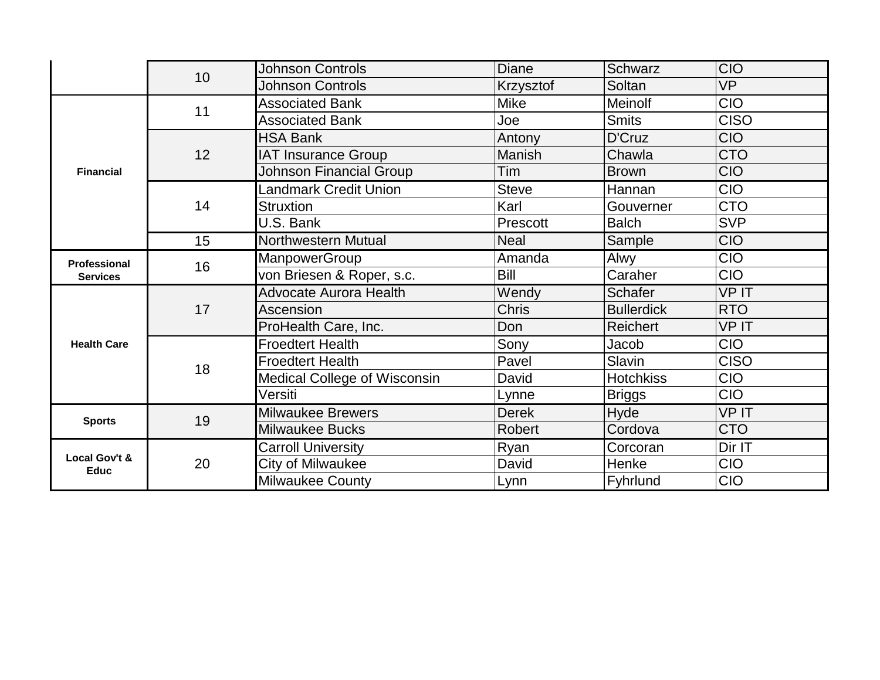| | | | | | |
|---|---|---|---|---|---|
| | 10 | Johnson Controls | Diane | Schwarz | CIO |
| | | Johnson Controls | Krzysztof | Soltan | VP |
| Financial | 11 | Associated Bank | Mike | Meinolf | CIO |
| | | Associated Bank | Joe | Smits | CISO |
| | 12 | HSA Bank | Antony | D'Cruz | CIO |
| | | IAT Insurance Group | Manish | Chawla | CTO |
| | | Johnson Financial Group | Tim | Brown | CIO |
| | 14 | Landmark Credit Union | Steve | Hannan | CIO |
| | | Struxtion | Karl | Gouverner | CTO |
| | | U.S. Bank | Prescott | Balch | SVP |
| | 15 | Northwestern Mutual | Neal | Sample | CIO |
| Professional Services | 16 | ManpowerGroup | Amanda | Alwy | CIO |
| | | von Briesen & Roper, s.c. | Bill | Caraher | CIO |
| Health Care | 17 | Advocate Aurora Health | Wendy | Schafer | VP IT |
| | | Ascension | Chris | Bullerdick | RTO |
| | | ProHealth Care, Inc. | Don | Reichert | VP IT |
| | 18 | Froedtert Health | Sony | Jacob | CIO |
| | | Froedtert Health | Pavel | Slavin | CISO |
| | | Medical College of Wisconsin | David | Hotchkiss | CIO |
| | | Versiti | Lynne | Briggs | CIO |
| Sports | 19 | Milwaukee Brewers | Derek | Hyde | VP IT |
| | | Milwaukee Bucks | Robert | Cordova | CTO |
| Local Gov't & Educ | 20 | Carroll University | Ryan | Corcoran | Dir IT |
| | | City of Milwaukee | David | Henke | CIO |
| | | Milwaukee County | Lynn | Fyhrlund | CIO |